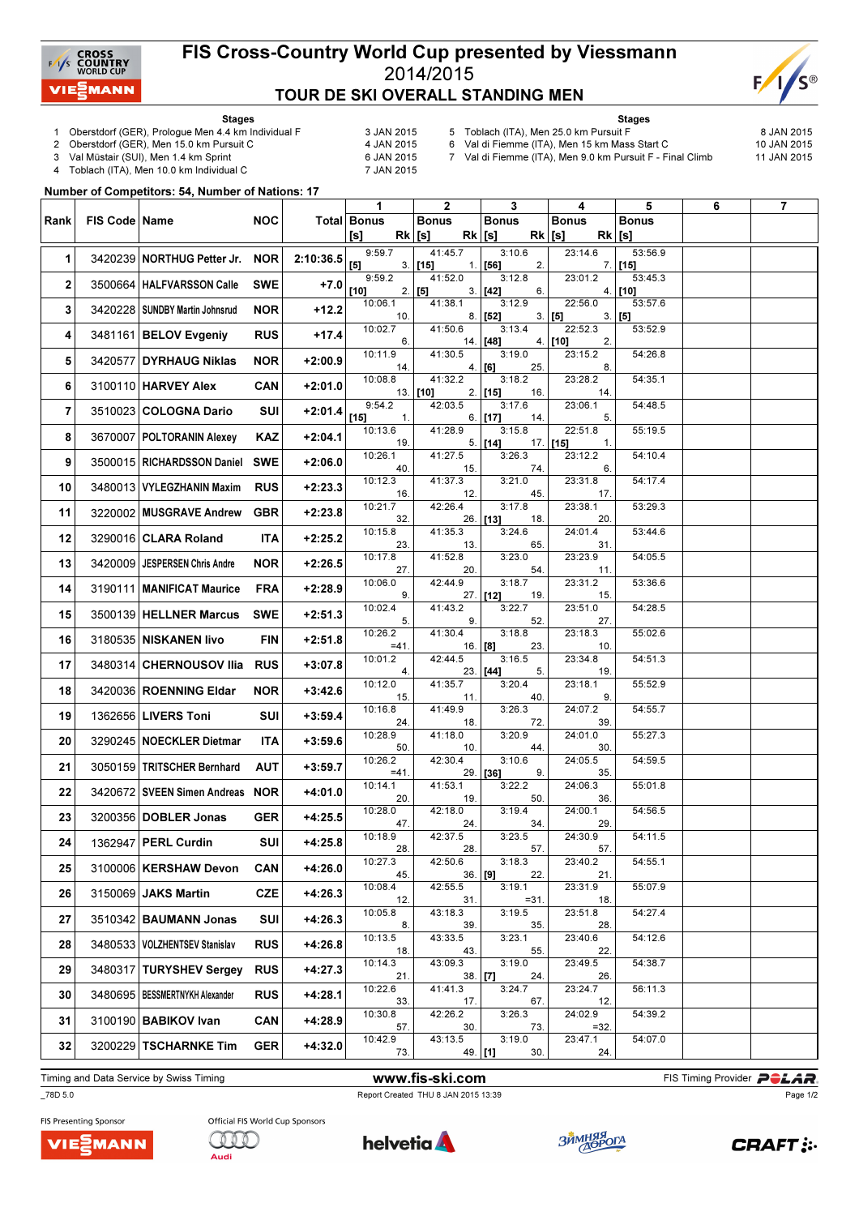# FIS Cross-Country World Cup presented by Viessmann

2014/2015

## TOUR DE SKI OVERALL STANDING MEN

**Stages**

1. Oberstdorf (GER), Prologue Men 4.4 km Individual F — 3 JAN 2015
2. Oberstdorf (GER), Men 15.0 km Pursuit C — 4 JAN 2015
3. Val Müstair (SUI), Men 1.4 km Sprint — 6 JAN 2015
4. Toblach (ITA), Men 10.0 km Individual C — 7 JAN 2015
5. Toblach (ITA), Men 25.0 km Pursuit F — 8 JAN 2015
6. Val di Fiemme (ITA), Men 15 km Mass Start C — 10 JAN 2015
7. Val di Fiemme (ITA), Men 9.0 km Pursuit F - Final Climb — 11 JAN 2015

**Number of Competitors: 54, Number of Nations: 17**

| Rank | FIS Code | Name | NOC | Total | 1 Time | 1 Bonus [s] | 1 Rk | 2 Time | 2 Bonus [s] | 2 Rk | 3 Time | 3 Bonus [s] | 3 Rk | 4 Time | 4 Bonus [s] | 4 Rk | 5 Time | 5 Bonus [s] | 6 | 7 |
|---|---|---|---|---|---|---|---|---|---|---|---|---|---|---|---|---|---|---|---|---|
| 1 | 3420239 | NORTHUG Petter Jr. | NOR | 2:10:36.5 | 9:59.7 | [5] | 3. | 41:45.7 | [15] | 1. | 3:10.6 | [56] | 2. | 23:14.6 | | 7. | 53:56.9 | [15] | | |
| 2 | 3500664 | HALFVARSSON Calle | SWE | +7.0 | 9:59.2 | [10] | 2. | 41:52.0 | [5] | 3. | 3:12.8 | [42] | 6. | 23:01.2 | | 4. | 53:45.3 | [10] | | |
| 3 | 3420228 | SUNDBY Martin Johnsrud | NOR | +12.2 | 10:06.1 | | 10. | 41:38.1 | | 8. | 3:12.9 | [52] | 3. | 22:56.0 | [5] | 3. | 53:57.6 | [5] | | |
| 4 | 3481161 | BELOV Evgeniy | RUS | +17.4 | 10:02.7 | | 6. | 41:50.6 | | 14. | 3:13.4 | [48] | 4. | 22:52.3 | [10] | 2. | 53:52.9 | | | |
| 5 | 3420577 | DYRHAUG Niklas | NOR | +2:00.9 | 10:11.9 | | 14. | 41:30.5 | | 4. | 3:19.0 | [6] | 25. | 23:15.2 | | 8. | 54:26.8 | | | |
| 6 | 3100110 | HARVEY Alex | CAN | +2:01.0 | 10:08.8 | | 13. | 41:32.2 | [10] | 2. | 3:18.2 | [15] | 16. | 23:28.2 | | 14. | 54:35.1 | | | |
| 7 | 3510023 | COLOGNA Dario | SUI | +2:01.4 | 9:54.2 | [15] | 1. | 42:03.5 | | 6. | 3:17.6 | [17] | 14. | 23:06.1 | | 5. | 54:48.5 | | | |
| 8 | 3670007 | POLTORANIN Alexey | KAZ | +2:04.1 | 10:13.6 | | 19. | 41:28.9 | | 5. | 3:15.8 | [14] | 17. | 22:51.8 | [15] | 1. | 55:19.5 | | | |
| 9 | 3500015 | RICHARDSSON Daniel | SWE | +2:06.0 | 10:26.1 | | 40. | 41:27.5 | | 15. | 3:26.3 | | 74. | 23:12.2 | | 6. | 54:10.4 | | | |
| 10 | 3480013 | VYLEGZHANIN Maxim | RUS | +2:23.3 | 10:12.3 | | 16. | 41:37.3 | | 12. | 3:21.0 | | 45. | 23:31.8 | | 17. | 54:17.4 | | | |
| 11 | 3220002 | MUSGRAVE Andrew | GBR | +2:23.8 | 10:21.7 | | 32. | 42:26.4 | | 26. | 3:17.8 | [13] | 18. | 23:38.1 | | 20. | 53:29.3 | | | |
| 12 | 3290016 | CLARA Roland | ITA | +2:25.2 | 10:15.8 | | 23. | 41:35.3 | | 13. | 3:24.6 | | 65. | 24:01.4 | | 31. | 53:44.6 | | | |
| 13 | 3420009 | JESPERSEN Chris Andre | NOR | +2:26.5 | 10:17.8 | | 27. | 41:52.8 | | 20. | 3:23.0 | | 54. | 23:23.9 | | 11. | 54:05.5 | | | |
| 14 | 3190111 | MANIFICAT Maurice | FRA | +2:28.9 | 10:06.0 | | 9. | 42:44.9 | | 27. | 3:18.7 | [12] | 19. | 23:31.2 | | 15. | 53:36.6 | | | |
| 15 | 3500139 | HELLNER Marcus | SWE | +2:51.3 | 10:02.4 | | 5. | 41:43.2 | | 9. | 3:22.7 | | 52. | 23:51.0 | | 27. | 54:28.5 | | | |
| 16 | 3180535 | NISKANEN Iivo | FIN | +2:51.8 | 10:26.2 | | =41. | 41:30.4 | | 16. | 3:18.8 | [8] | 23. | 23:18.3 | | 10. | 55:02.6 | | | |
| 17 | 3480314 | CHERNOUSOV Ilia | RUS | +3:07.8 | 10:01.2 | | 4. | 42:44.5 | | 23. | 3:16.5 | [44] | 5. | 23:34.8 | | 19. | 54:51.3 | | | |
| 18 | 3420036 | ROENNING Eldar | NOR | +3:42.6 | 10:12.0 | | 15. | 41:35.7 | | 11. | 3:20.4 | | 40. | 23:18.1 | | 9. | 55:52.9 | | | |
| 19 | 1362656 | LIVERS Toni | SUI | +3:59.4 | 10:16.8 | | 24. | 41:49.9 | | 18. | 3:26.3 | | 72. | 24:07.2 | | 39. | 54:55.7 | | | |
| 20 | 3290245 | NOECKLER Dietmar | ITA | +3:59.6 | 10:28.9 | | 50. | 41:18.0 | | 10. | 3:20.9 | | 44. | 24:01.0 | | 30. | 55:27.3 | | | |
| 21 | 3050159 | TRITSCHER Bernhard | AUT | +3:59.7 | 10:26.2 | | =41. | 42:30.4 | | 29. | 3:10.6 | [36] | 9. | 24:05.5 | | 35. | 54:59.5 | | | |
| 22 | 3420672 | SVEEN Simen Andreas | NOR | +4:01.0 | 10:14.1 | | 20. | 41:53.1 | | 19. | 3:22.2 | | 50. | 24:06.3 | | 36. | 55:01.8 | | | |
| 23 | 3200356 | DOBLER Jonas | GER | +4:25.5 | 10:28.0 | | 47. | 42:18.0 | | 24. | 3:19.4 | | 34. | 24:00.1 | | 29. | 54:56.5 | | | |
| 24 | 1362947 | PERL Curdin | SUI | +4:25.8 | 10:18.9 | | 28. | 42:37.5 | | 28. | 3:23.5 | | 57. | 24:30.9 | | 57. | 54:11.5 | | | |
| 25 | 3100006 | KERSHAW Devon | CAN | +4:26.0 | 10:27.3 | | 45. | 42:50.6 | | 36. | 3:18.3 | [9] | 22. | 23:40.2 | | 21. | 54:55.1 | | | |
| 26 | 3150069 | JAKS Martin | CZE | +4:26.3 | 10:08.4 | | 12. | 42:55.5 | | 31. | 3:19.1 | | =31. | 23:31.9 | | 18. | 55:07.9 | | | |
| 27 | 3510342 | BAUMANN Jonas | SUI | +4:26.3 | 10:05.8 | | 8. | 43:18.3 | | 39. | 3:19.5 | | 35. | 23:51.8 | | 28. | 54:27.4 | | | |
| 28 | 3480533 | VOLZHENTSEV Stanislav | RUS | +4:26.8 | 10:13.5 | | 18. | 43:33.5 | | 43. | 3:23.1 | | 55. | 23:40.6 | | 22. | 54:12.6 | | | |
| 29 | 3480317 | TURYSHEV Sergey | RUS | +4:27.3 | 10:14.3 | | 21. | 43:09.3 | | 38. | 3:19.0 | [7] | 24. | 23:49.5 | | 26. | 54:38.7 | | | |
| 30 | 3480695 | BESSMERTNYKH Alexander | RUS | +4:28.1 | 10:22.6 | | 33. | 41:41.3 | | 17. | 3:24.7 | | 67. | 23:24.7 | | 12. | 56:11.3 | | | |
| 31 | 3100190 | BABIKOV Ivan | CAN | +4:28.9 | 10:30.8 | | 57. | 42:26.2 | | 30. | 3:26.3 | | 73. | 24:02.9 | | =32. | 54:39.2 | | | |
| 32 | 3200229 | TSCHARNKE Tim | GER | +4:32.0 | 10:42.9 | | 73. | 43:13.5 | | 49. | 3:19.0 | [1] | 30. | 23:47.1 | | 24. | 54:07.0 | | | |

Timing and Data Service by Swiss Timing — www.fis-ski.com — FIS Timing Provider POLAR

_78D 5.0 — Report Created THU 8 JAN 2015 13:39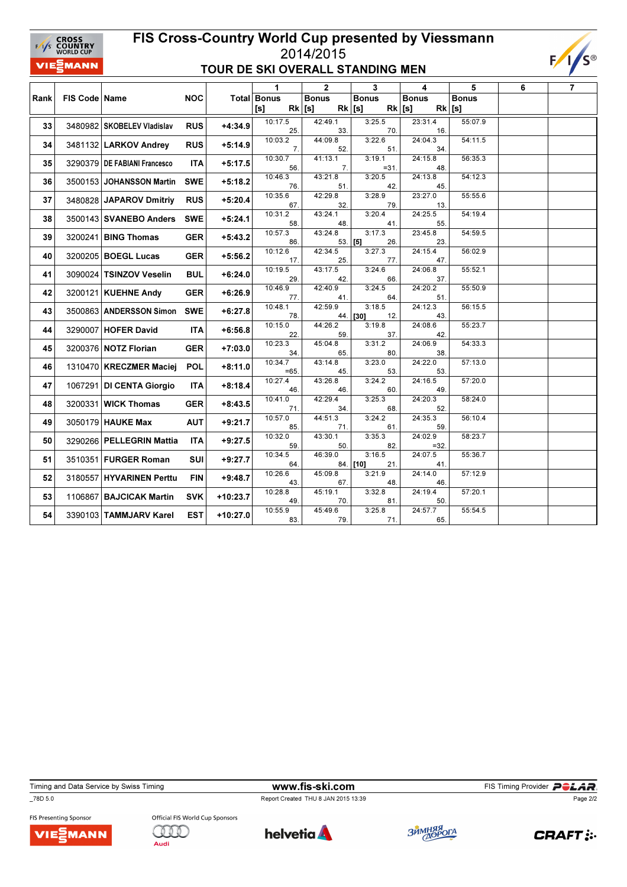# FIS Cross-Country World Cup presented by Viessmann

2014/2015

## TOUR DE SKI OVERALL STANDING MEN

| Rank | FIS Code | Name | NOC | Total | 1 Bonus [s] Rk | 2 Bonus [s] Rk | 3 Bonus [s] Rk | 4 Bonus [s] Rk | 5 Bonus [s] Rk | 6 | 7 |
|---|---|---|---|---|---|---|---|---|---|---|---|
| 33 | 3480982 | SKOBELEV Vladislav | RUS | +4:34.9 | 10:17.5 25. | 42:49.1 33. | 3:25.5 70. | 23:31.4 16. | 55:07.9 | | |
| 34 | 3481132 | LARKOV Andrey | RUS | +5:14.9 | 10:03.2 7. | 44:09.8 52. | 3:22.6 51. | 24:04.3 34. | 54:11.5 | | |
| 35 | 3290379 | DE FABIANI Francesco | ITA | +5:17.5 | 10:30.7 56. | 41:13.1 7. | 3:19.1 =31. | 24:15.8 48. | 56:35.3 | | |
| 36 | 3500153 | JOHANSSON Martin | SWE | +5:18.2 | 10:46.3 76. | 43:21.8 51. | 3:20.5 42. | 24:13.8 45. | 54:12.3 | | |
| 37 | 3480828 | JAPAROV Dmitriy | RUS | +5:20.4 | 10:35.6 67. | 42:29.8 32. | 3:28.9 79. | 23:27.0 13. | 55:55.6 | | |
| 38 | 3500143 | SVANEBO Anders | SWE | +5:24.1 | 10:31.2 58. | 43:24.1 48. | 3:20.4 41. | 24:25.5 55. | 54:19.4 | | |
| 39 | 3200241 | BING Thomas | GER | +5:43.2 | 10:57.3 86. | 43:24.8 53. | [5] 3:17.3 26. | 23:45.8 23. | 54:59.5 | | |
| 40 | 3200205 | BOEGL Lucas | GER | +5:56.2 | 10:12.6 17. | 42:34.5 25. | 3:27.3 77. | 24:15.4 47. | 56:02.9 | | |
| 41 | 3090024 | TSINZOV Veselin | BUL | +6:24.0 | 10:19.5 29. | 43:17.5 42. | 3:24.6 66. | 24:06.8 37. | 55:52.1 | | |
| 42 | 3200121 | KUEHNE Andy | GER | +6:26.9 | 10:46.9 77. | 42:40.9 41. | 3:24.5 64. | 24:20.2 51. | 55:50.9 | | |
| 43 | 3500863 | ANDERSSON Simon | SWE | +6:27.8 | 10:48.1 78. | 42:59.9 44. | [30] 3:18.5 12. | 24:12.3 43. | 56:15.5 | | |
| 44 | 3290007 | HOFER David | ITA | +6:56.8 | 10:15.0 22. | 44:26.2 59. | 3:19.8 37. | 24:08.6 42. | 55:23.7 | | |
| 45 | 3200376 | NOTZ Florian | GER | +7:03.0 | 10:23.3 34. | 45:04.8 65. | 3:31.2 80. | 24:06.9 38. | 54:33.3 | | |
| 46 | 1310470 | KRECZMER Maciej | POL | +8:11.0 | 10:34.7 =65. | 43:14.8 45. | 3:23.0 53. | 24:22.0 53. | 57:13.0 | | |
| 47 | 1067291 | DI CENTA Giorgio | ITA | +8:18.4 | 10:27.4 46. | 43:26.8 46. | 3:24.2 60. | 24:16.5 49. | 57:20.0 | | |
| 48 | 3200331 | WICK Thomas | GER | +8:43.5 | 10:41.0 71. | 42:29.4 34. | 3:25.3 68. | 24:20.3 52. | 58:24.0 | | |
| 49 | 3050179 | HAUKE Max | AUT | +9:21.7 | 10:57.0 85. | 44:51.3 71. | 3:24.2 61. | 24:35.3 59. | 56:10.4 | | |
| 50 | 3290266 | PELLEGRIN Mattia | ITA | +9:27.5 | 10:32.0 59. | 43:30.1 50. | 3:35.3 82. | 24:02.9 =32. | 58:23.7 | | |
| 51 | 3510351 | FURGER Roman | SUI | +9:27.7 | 10:34.5 64. | 46:39.0 84. | [10] 3:16.5 21. | 24:07.5 41. | 55:36.7 | | |
| 52 | 3180557 | HYVARINEN Perttu | FIN | +9:48.7 | 10:26.6 43. | 45:09.8 67. | 3:21.9 48. | 24:14.0 46. | 57:12.9 | | |
| 53 | 1106867 | BAJCICAK Martin | SVK | +10:23.7 | 10:28.8 49. | 45:19.1 70. | 3:32.8 81. | 24:19.4 50. | 57:20.1 | | |
| 54 | 3390103 | TAMMJARV Karel | EST | +10:27.0 | 10:55.9 83. | 45:49.6 79. | 3:25.8 71. | 24:57.7 65. | 55:54.5 | | |

Timing and Data Service by Swiss Timing — www.fis-ski.com — FIS Timing Provider POLAR

_78D 5.0 — Report Created THU 8 JAN 2015 13:39

FIS Presenting Sponsor: VIESSMANN — Official FIS World Cup Sponsors: Audi, helvetia, Зимняя дорога, CRAFT